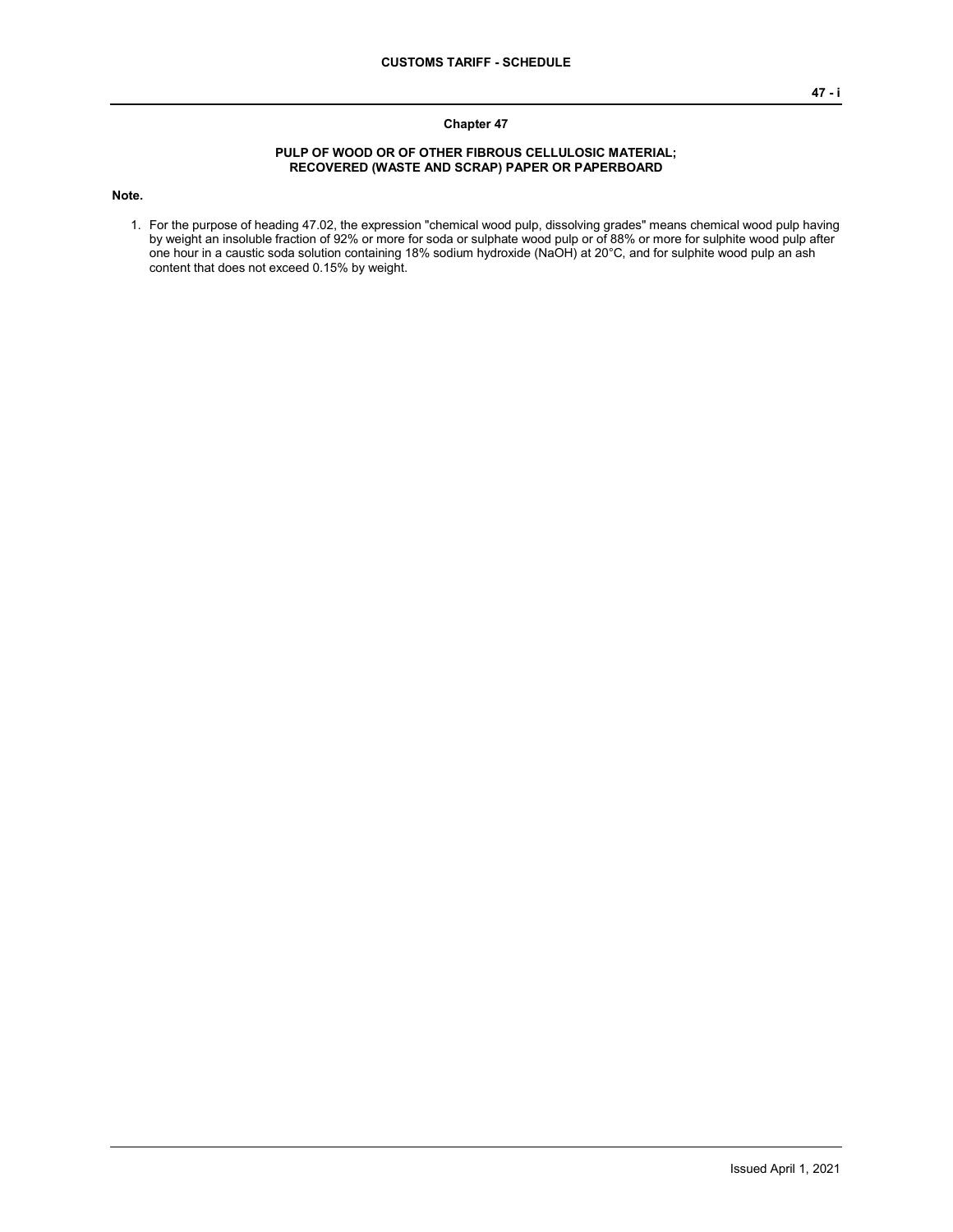## Chapter 47

### PULP OF WOOD OR OF OTHER FIBROUS CELLULOSIC MATERIAL; RECOVERED (WASTE AND SCRAP) PAPER OR PAPERBOARD

**Note.**

1. For the purpose of heading 47.02, the expression "chemical wood pulp, dissolving grades" means chemical wood pulp having by weight an insoluble fraction of 92% or more for soda or sulphate wood pulp or of 88% or more for sulphite wood pulp after one hour in a caustic soda solution containing 18% sodium hydroxide ($NaOH$) at 20°C, and for sulphite wood pulp an ash content that does not exceed 0.15% by weight.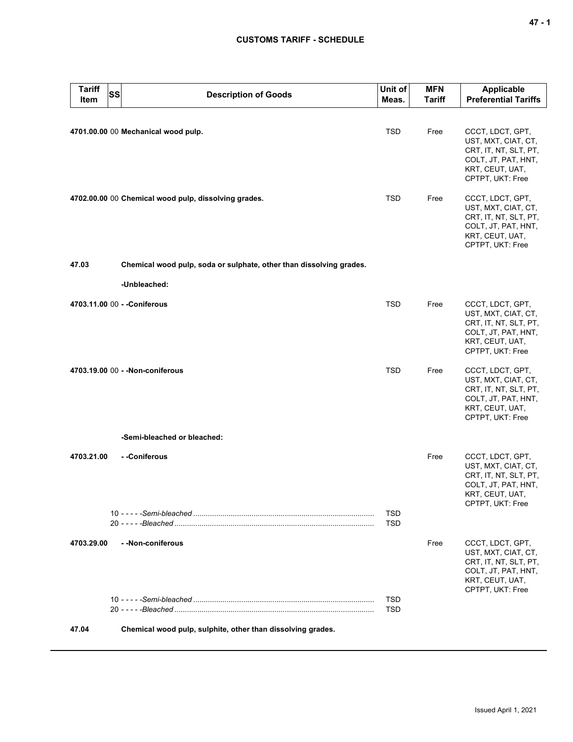| Tariff Item | SS | Description of Goods | Unit of Meas. | MFN Tariff | Applicable Preferential Tariffs |
|---|---|---|---|---|---|
| 4701.00.00 | 00 | **Mechanical wood pulp.** | TSD | Free | CCCT, LDCT, GPT, UST, MXT, CIAT, CT, CRT, IT, NT, SLT, PT, COLT, JT, PAT, HNT, KRT, CEUT, UAT, CPTPT, UKT: Free |
| 4702.00.00 | 00 | **Chemical wood pulp, dissolving grades.** | TSD | Free | CCCT, LDCT, GPT, UST, MXT, CIAT, CT, CRT, IT, NT, SLT, PT, COLT, JT, PAT, HNT, KRT, CEUT, UAT, CPTPT, UKT: Free |
| **47.03** | | **Chemical wood pulp, soda or sulphate, other than dissolving grades.** | | | |
| | | **-Unbleached:** | | | |
| 4703.11.00 | 00 | **- -Coniferous** | TSD | Free | CCCT, LDCT, GPT, UST, MXT, CIAT, CT, CRT, IT, NT, SLT, PT, COLT, JT, PAT, HNT, KRT, CEUT, UAT, CPTPT, UKT: Free |
| 4703.19.00 | 00 | **- -Non-coniferous** | TSD | Free | CCCT, LDCT, GPT, UST, MXT, CIAT, CT, CRT, IT, NT, SLT, PT, COLT, JT, PAT, HNT, KRT, CEUT, UAT, CPTPT, UKT: Free |
| | | **-Semi-bleached or bleached:** | | | |
| 4703.21.00 | | **- -Coniferous** | | Free | CCCT, LDCT, GPT, UST, MXT, CIAT, CT, CRT, IT, NT, SLT, PT, COLT, JT, PAT, HNT, KRT, CEUT, UAT, CPTPT, UKT: Free |
| | 10 | - - - - -*Semi-bleached* | TSD | | |
| | 20 | - - - - -*Bleached* | TSD | | |
| 4703.29.00 | | **- -Non-coniferous** | | Free | CCCT, LDCT, GPT, UST, MXT, CIAT, CT, CRT, IT, NT, SLT, PT, COLT, JT, PAT, HNT, KRT, CEUT, UAT, CPTPT, UKT: Free |
| | 10 | - - - - -*Semi-bleached* | TSD | | |
| | 20 | - - - - -*Bleached* | TSD | | |
| **47.04** | | **Chemical wood pulp, sulphite, other than dissolving grades.** | | | |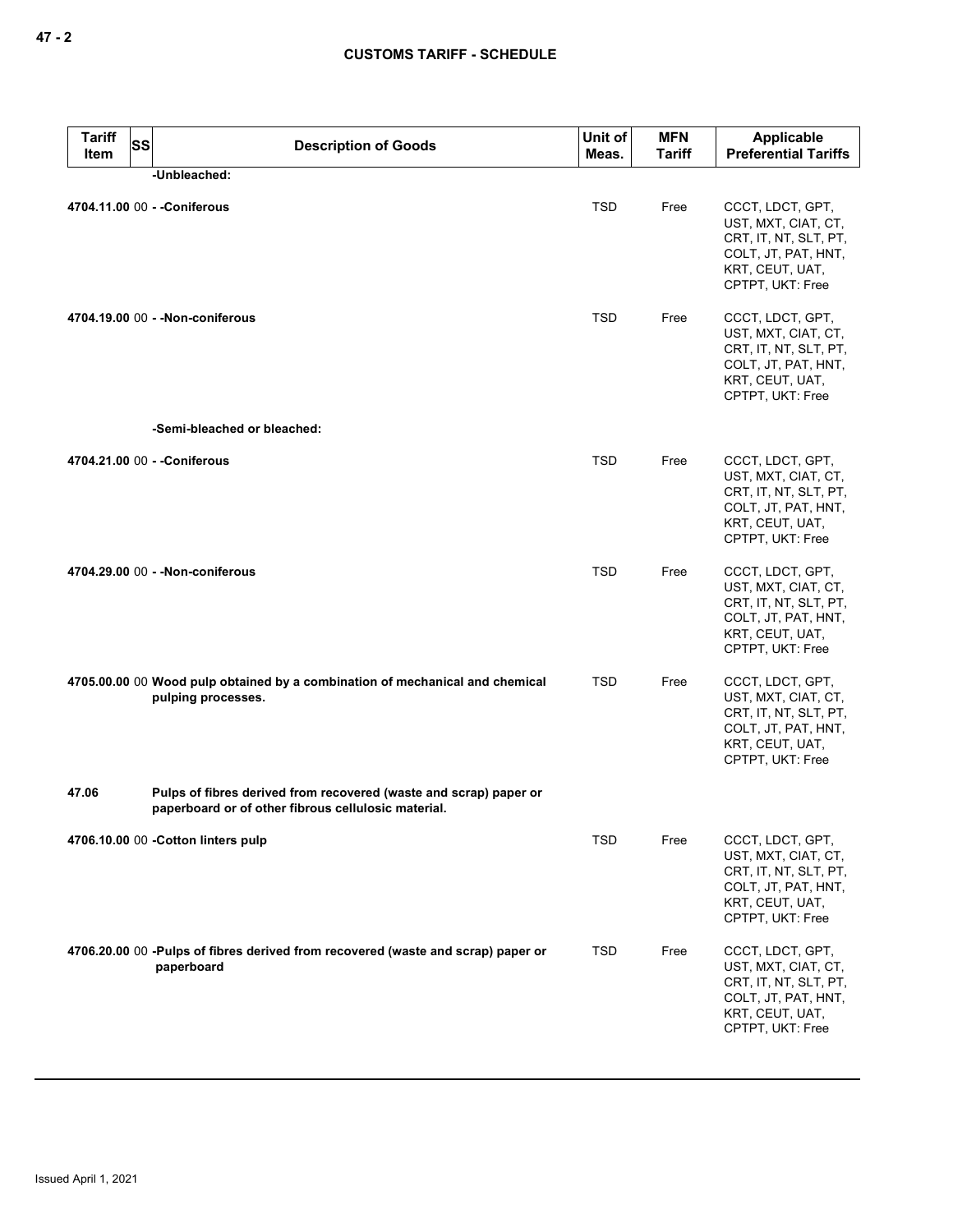| Tariff Item | SS | Description of Goods | Unit of Meas. | MFN Tariff | Applicable Preferential Tariffs |
|---|---|---|---|---|---|
| | | **-Unbleached:** | | | |
| **4704.11.00** | 00 | **- -Coniferous** | TSD | Free | CCCT, LDCT, GPT, UST, MXT, CIAT, CT, CRT, IT, NT, SLT, PT, COLT, JT, PAT, HNT, KRT, CEUT, UAT, CPTPT, UKT: Free |
| **4704.19.00** | 00 | **- -Non-coniferous** | TSD | Free | CCCT, LDCT, GPT, UST, MXT, CIAT, CT, CRT, IT, NT, SLT, PT, COLT, JT, PAT, HNT, KRT, CEUT, UAT, CPTPT, UKT: Free |
| | | **-Semi-bleached or bleached:** | | | |
| **4704.21.00** | 00 | **- -Coniferous** | TSD | Free | CCCT, LDCT, GPT, UST, MXT, CIAT, CT, CRT, IT, NT, SLT, PT, COLT, JT, PAT, HNT, KRT, CEUT, UAT, CPTPT, UKT: Free |
| **4704.29.00** | 00 | **- -Non-coniferous** | TSD | Free | CCCT, LDCT, GPT, UST, MXT, CIAT, CT, CRT, IT, NT, SLT, PT, COLT, JT, PAT, HNT, KRT, CEUT, UAT, CPTPT, UKT: Free |
| **4705.00.00** | 00 | **Wood pulp obtained by a combination of mechanical and chemical pulping processes.** | TSD | Free | CCCT, LDCT, GPT, UST, MXT, CIAT, CT, CRT, IT, NT, SLT, PT, COLT, JT, PAT, HNT, KRT, CEUT, UAT, CPTPT, UKT: Free |
| **47.06** | | **Pulps of fibres derived from recovered (waste and scrap) paper or paperboard or of other fibrous cellulosic material.** | | | |
| **4706.10.00** | 00 | **-Cotton linters pulp** | TSD | Free | CCCT, LDCT, GPT, UST, MXT, CIAT, CT, CRT, IT, NT, SLT, PT, COLT, JT, PAT, HNT, KRT, CEUT, UAT, CPTPT, UKT: Free |
| **4706.20.00** | 00 | **-Pulps of fibres derived from recovered (waste and scrap) paper or paperboard** | TSD | Free | CCCT, LDCT, GPT, UST, MXT, CIAT, CT, CRT, IT, NT, SLT, PT, COLT, JT, PAT, HNT, KRT, CEUT, UAT, CPTPT, UKT: Free |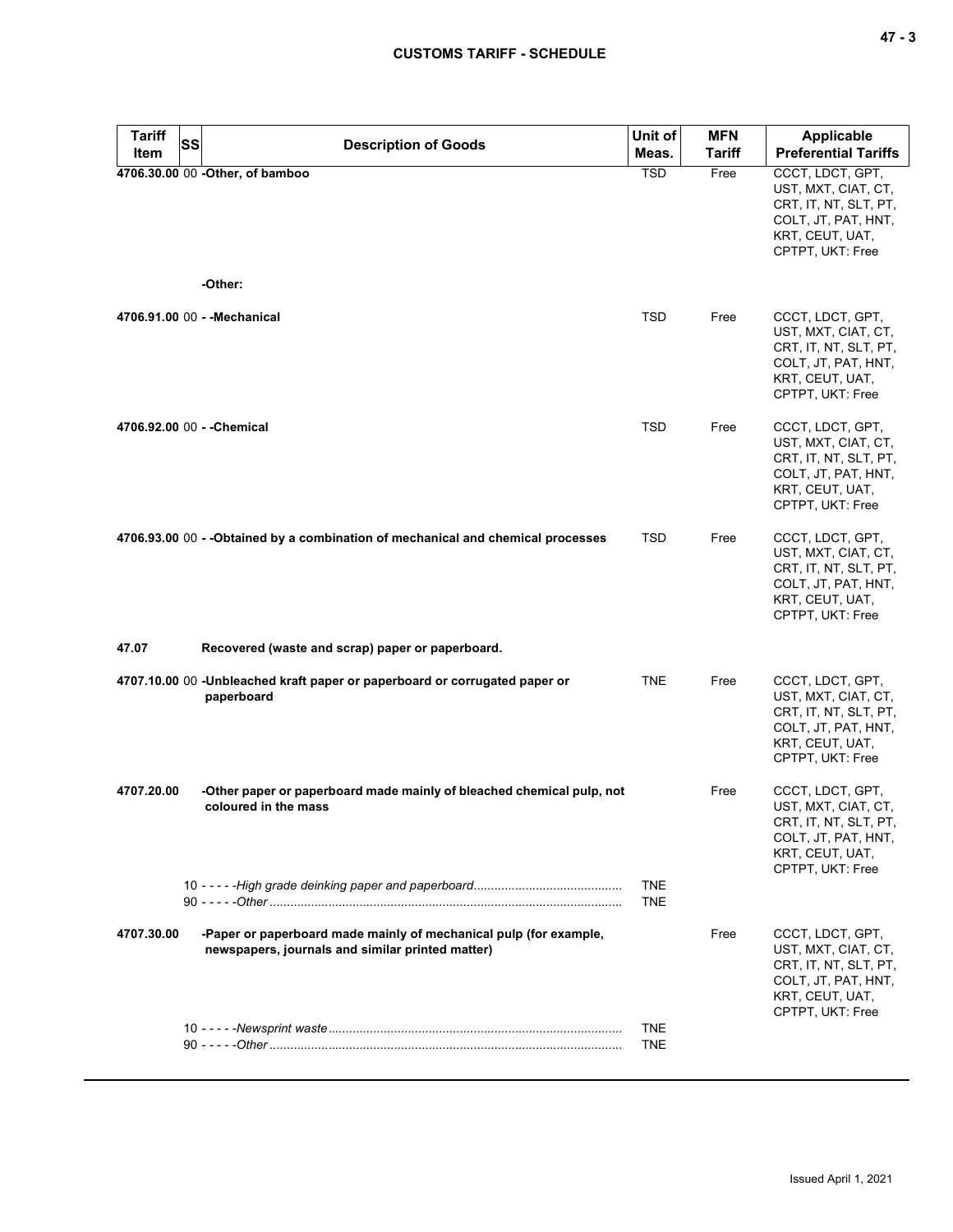| Tariff Item | SS | Description of Goods | Unit of Meas. | MFN Tariff | Applicable Preferential Tariffs |
|---|---|---|---|---|---|
| 4706.30.00 | 00 | -Other, of bamboo | TSD | Free | CCCT, LDCT, GPT, UST, MXT, CIAT, CT, CRT, IT, NT, SLT, PT, COLT, JT, PAT, HNT, KRT, CEUT, UAT, CPTPT, UKT: Free |
| | | -Other: | | | |
| 4706.91.00 | 00 | - -Mechanical | TSD | Free | CCCT, LDCT, GPT, UST, MXT, CIAT, CT, CRT, IT, NT, SLT, PT, COLT, JT, PAT, HNT, KRT, CEUT, UAT, CPTPT, UKT: Free |
| 4706.92.00 | 00 | - -Chemical | TSD | Free | CCCT, LDCT, GPT, UST, MXT, CIAT, CT, CRT, IT, NT, SLT, PT, COLT, JT, PAT, HNT, KRT, CEUT, UAT, CPTPT, UKT: Free |
| 4706.93.00 | 00 | - -Obtained by a combination of mechanical and chemical processes | TSD | Free | CCCT, LDCT, GPT, UST, MXT, CIAT, CT, CRT, IT, NT, SLT, PT, COLT, JT, PAT, HNT, KRT, CEUT, UAT, CPTPT, UKT: Free |
| 47.07 | | Recovered (waste and scrap) paper or paperboard. | | | |
| 4707.10.00 | 00 | -Unbleached kraft paper or paperboard or corrugated paper or paperboard | TNE | Free | CCCT, LDCT, GPT, UST, MXT, CIAT, CT, CRT, IT, NT, SLT, PT, COLT, JT, PAT, HNT, KRT, CEUT, UAT, CPTPT, UKT: Free |
| 4707.20.00 | | -Other paper or paperboard made mainly of bleached chemical pulp, not coloured in the mass | | Free | CCCT, LDCT, GPT, UST, MXT, CIAT, CT, CRT, IT, NT, SLT, PT, COLT, JT, PAT, HNT, KRT, CEUT, UAT, CPTPT, UKT: Free |
| | 10 | - - - - -*High grade deinking paper and paperboard* | TNE | | |
| | 90 | - - - - -*Other* | TNE | | |
| 4707.30.00 | | -Paper or paperboard made mainly of mechanical pulp (for example, newspapers, journals and similar printed matter) | | Free | CCCT, LDCT, GPT, UST, MXT, CIAT, CT, CRT, IT, NT, SLT, PT, COLT, JT, PAT, HNT, KRT, CEUT, UAT, CPTPT, UKT: Free |
| | 10 | - - - - -*Newsprint waste* | TNE | | |
| | 90 | - - - - -*Other* | TNE | | |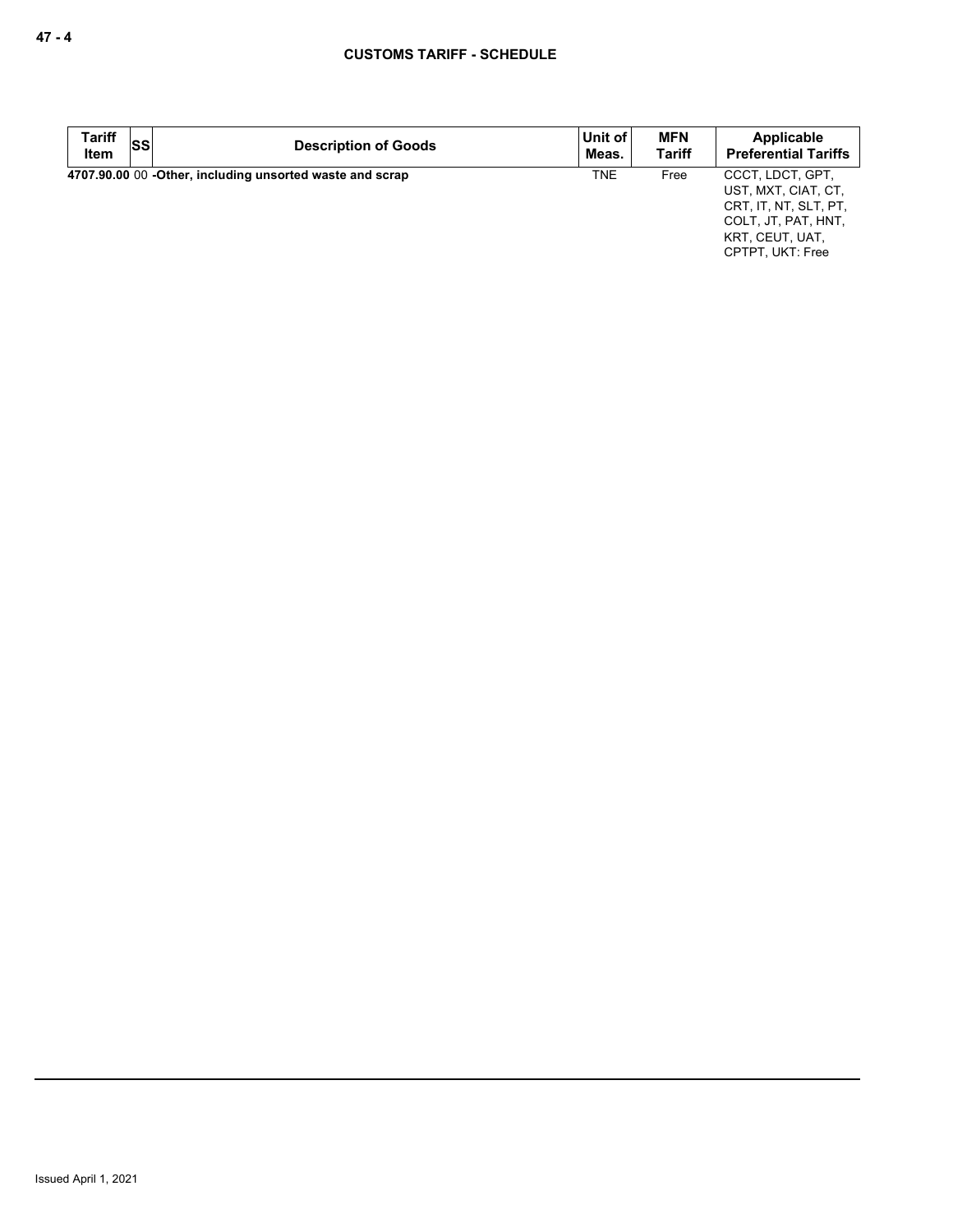| Tariff Item | SS | Description of Goods | Unit of Meas. | MFN Tariff | Applicable Preferential Tariffs |
|---|---|---|---|---|---|
| **4707.90.00** | 00 | **-Other, including unsorted waste and scrap** | TNE | Free | CCCT, LDCT, GPT, UST, MXT, CIAT, CT, CRT, IT, NT, SLT, PT, COLT, JT, PAT, HNT, KRT, CEUT, UAT, CPTPT, UKT: Free |